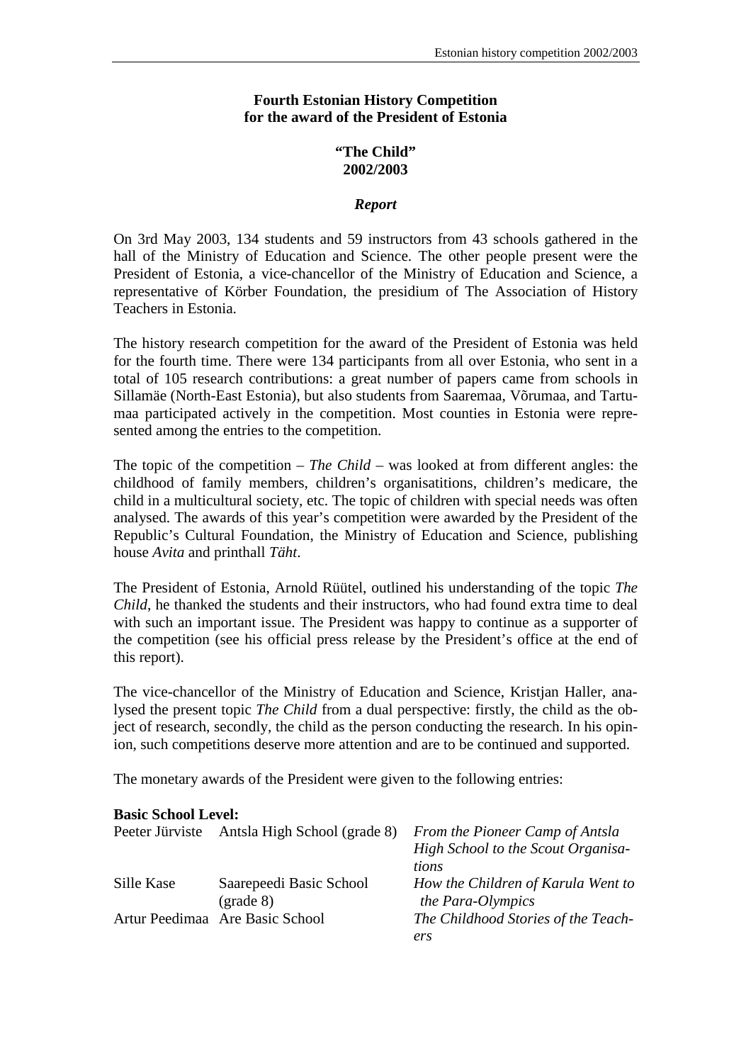**Fourth Estonian History Competition for the award of the President of Estonia**

**"The Child" 2002/2003**

***Report***

On 3rd May 2003, 134 students and 59 instructors from 43 schools gathered in the hall of the Ministry of Education and Science. The other people present were the President of Estonia, a vice-chancellor of the Ministry of Education and Science, a representative of Körber Foundation, the presidium of The Association of History Teachers in Estonia.

The history research competition for the award of the President of Estonia was held for the fourth time. There were 134 participants from all over Estonia, who sent in a total of 105 research contributions: a great number of papers came from schools in Sillamäe (North-East Estonia), but also students from Saaremaa, Võrumaa, and Tartumaa participated actively in the competition. Most counties in Estonia were represented among the entries to the competition.

The topic of the competition – *The Child* – was looked at from different angles: the childhood of family members, children's organisatitions, children's medicare, the child in a multicultural society, etc. The topic of children with special needs was often analysed. The awards of this year's competition were awarded by the President of the Republic's Cultural Foundation, the Ministry of Education and Science, publishing house *Avita* and printhall *Täht*.

The President of Estonia, Arnold Rüütel, outlined his understanding of the topic *The Child*, he thanked the students and their instructors, who had found extra time to deal with such an important issue. The President was happy to continue as a supporter of the competition (see his official press release by the President's office at the end of this report).

The vice-chancellor of the Ministry of Education and Science, Kristjan Haller, analysed the present topic *The Child* from a dual perspective: firstly, the child as the object of research, secondly, the child as the person conducting the research. In his opinion, such competitions deserve more attention and are to be continued and supported.

The monetary awards of the President were given to the following entries:

**Basic School Level:**

| | | |
|---|---|---|
| Peeter Jürviste | Antsla High School (grade 8) | *From the Pioneer Camp of Antsla High School to the Scout Organisations* |
| Sille Kase | Saarepeedi Basic School (grade 8) | *How the Children of Karula Went to the Para-Olympics* |
| Artur Peedimaa | Are Basic School | *The Childhood Stories of the Teachers* |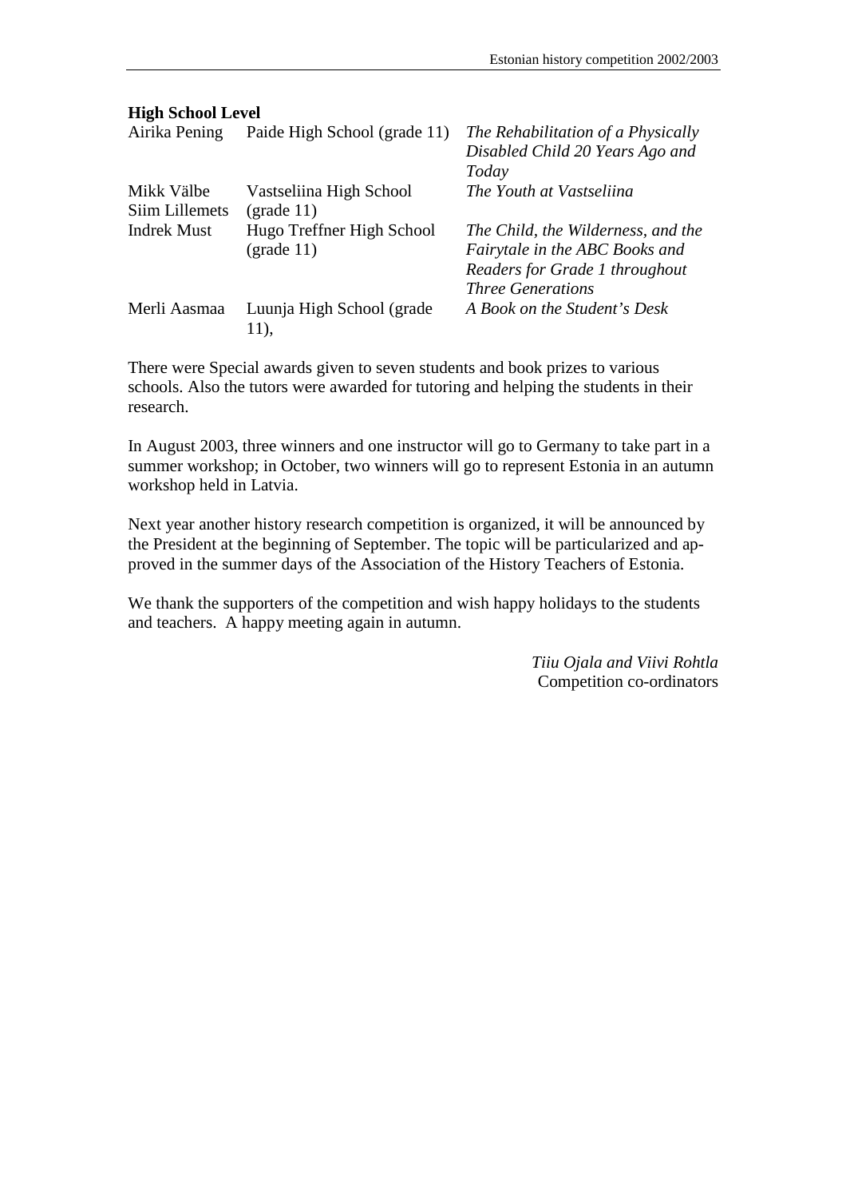**High School Level**

| | | |
|---|---|---|
| Airika Pening | Paide High School (grade 11) | *The Rehabilitation of a Physically Disabled Child 20 Years Ago and Today* |
| Mikk Välbe<br>Siim Lillemets | Vastseliina High School (grade 11) | *The Youth at Vastseliina* |
| Indrek Must | Hugo Treffner High School (grade 11) | *The Child, the Wilderness, and the Fairytale in the ABC Books and Readers for Grade 1 throughout Three Generations* |
| Merli Aasmaa | Luunja High School (grade 11), | *A Book on the Student's Desk* |

There were Special awards given to seven students and book prizes to various schools. Also the tutors were awarded for tutoring and helping the students in their research.

In August 2003, three winners and one instructor will go to Germany to take part in a summer workshop; in October, two winners will go to represent Estonia in an autumn workshop held in Latvia.

Next year another history research competition is organized, it will be announced by the President at the beginning of September. The topic will be particularized and approved in the summer days of the Association of the History Teachers of Estonia.

We thank the supporters of the competition and wish happy holidays to the students and teachers. A happy meeting again in autumn.

*Tiiu Ojala and Viivi Rohtla*
Competition co-ordinators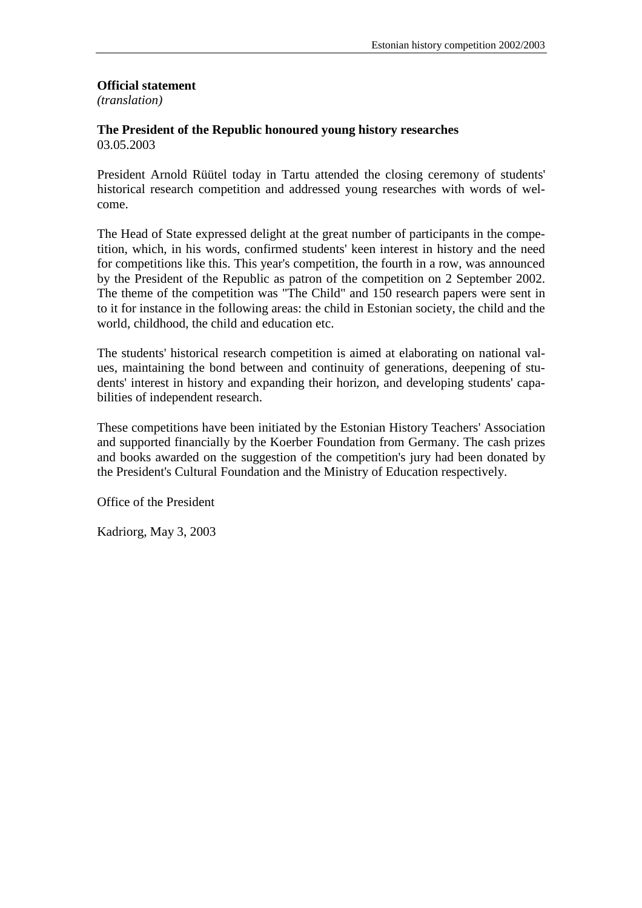**Official statement**
*(translation)*

**The President of the Republic honoured young history researches**
03.05.2003

President Arnold Rüütel today in Tartu attended the closing ceremony of students' historical research competition and addressed young researches with words of welcome.

The Head of State expressed delight at the great number of participants in the competition, which, in his words, confirmed students' keen interest in history and the need for competitions like this. This year's competition, the fourth in a row, was announced by the President of the Republic as patron of the competition on 2 September 2002. The theme of the competition was "The Child" and 150 research papers were sent in to it for instance in the following areas: the child in Estonian society, the child and the world, childhood, the child and education etc.

The students' historical research competition is aimed at elaborating on national values, maintaining the bond between and continuity of generations, deepening of students' interest in history and expanding their horizon, and developing students' capabilities of independent research.

These competitions have been initiated by the Estonian History Teachers' Association and supported financially by the Koerber Foundation from Germany. The cash prizes and books awarded on the suggestion of the competition's jury had been donated by the President's Cultural Foundation and the Ministry of Education respectively.

Office of the President

Kadriorg, May 3, 2003